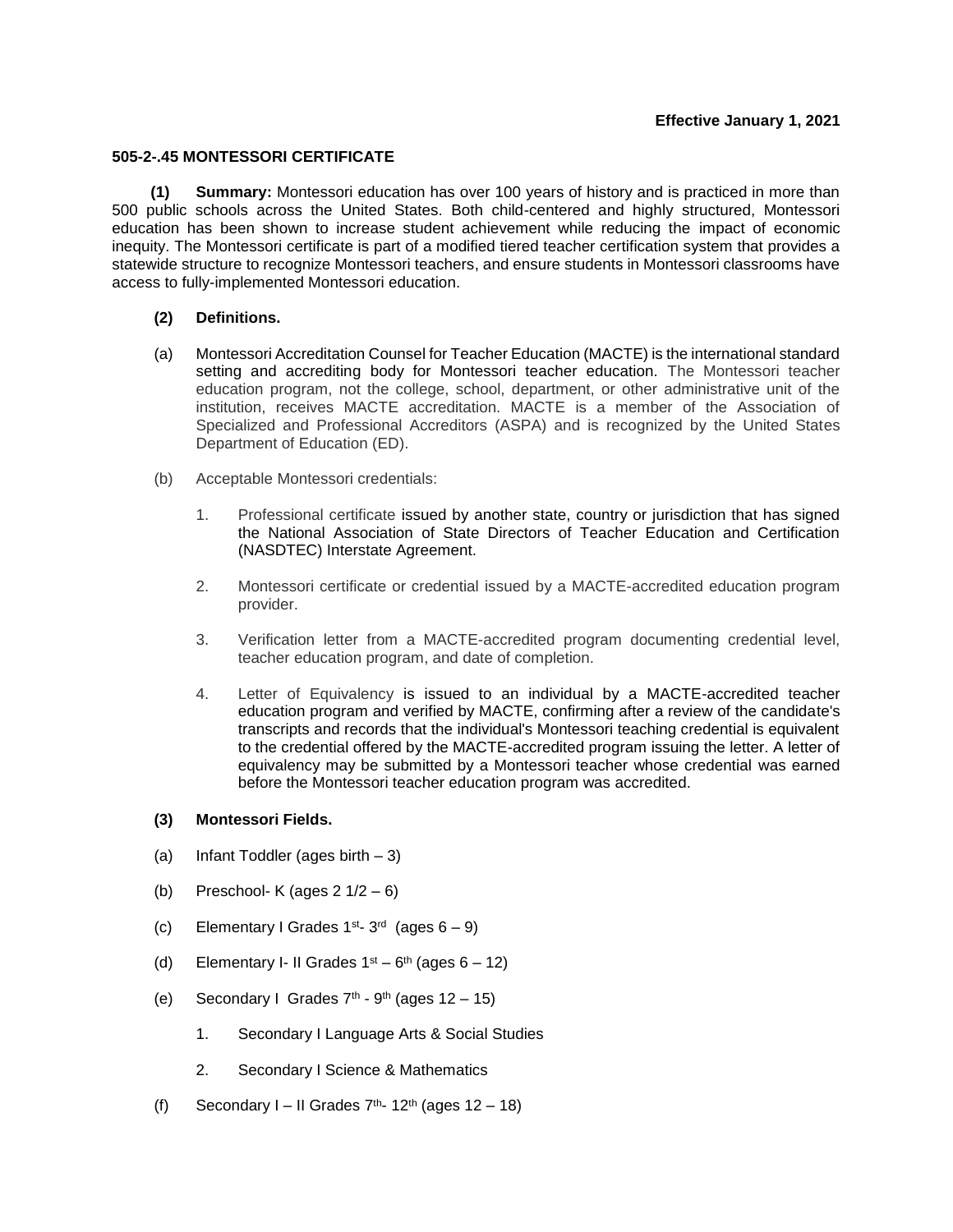**Effective January 1, 2021**

## 505-2-.45 MONTESSORI CERTIFICATE

**(1) Summary:** Montessori education has over 100 years of history and is practiced in more than 500 public schools across the United States. Both child-centered and highly structured, Montessori education has been shown to increase student achievement while reducing the impact of economic inequity. The Montessori certificate is part of a modified tiered teacher certification system that provides a statewide structure to recognize Montessori teachers, and ensure students in Montessori classrooms have access to fully-implemented Montessori education.

**(2) Definitions.**

(a) Montessori Accreditation Counsel for Teacher Education (MACTE) is the international standard setting and accrediting body for Montessori teacher education. The Montessori teacher education program, not the college, school, department, or other administrative unit of the institution, receives MACTE accreditation. MACTE is a member of the Association of Specialized and Professional Accreditors (ASPA) and is recognized by the United States Department of Education (ED).

(b) Acceptable Montessori credentials:

1. Professional certificate issued by another state, country or jurisdiction that has signed the National Association of State Directors of Teacher Education and Certification (NASDTEC) Interstate Agreement.

2. Montessori certificate or credential issued by a MACTE-accredited education program provider.

3. Verification letter from a MACTE-accredited program documenting credential level, teacher education program, and date of completion.

4. Letter of Equivalency is issued to an individual by a MACTE-accredited teacher education program and verified by MACTE, confirming after a review of the candidate's transcripts and records that the individual's Montessori teaching credential is equivalent to the credential offered by the MACTE-accredited program issuing the letter. A letter of equivalency may be submitted by a Montessori teacher whose credential was earned before the Montessori teacher education program was accredited.

**(3) Montessori Fields.**

(a) Infant Toddler (ages birth – 3)

(b) Preschool- K (ages 2 1/2 – 6)

(c) Elementary I Grades 1st- 3rd (ages 6 – 9)

(d) Elementary I- II Grades 1st – 6th (ages 6 – 12)

(e) Secondary I Grades 7th - 9th (ages 12 – 15)

1. Secondary I Language Arts & Social Studies

2. Secondary I Science & Mathematics

(f) Secondary I – II Grades 7th- 12th (ages 12 – 18)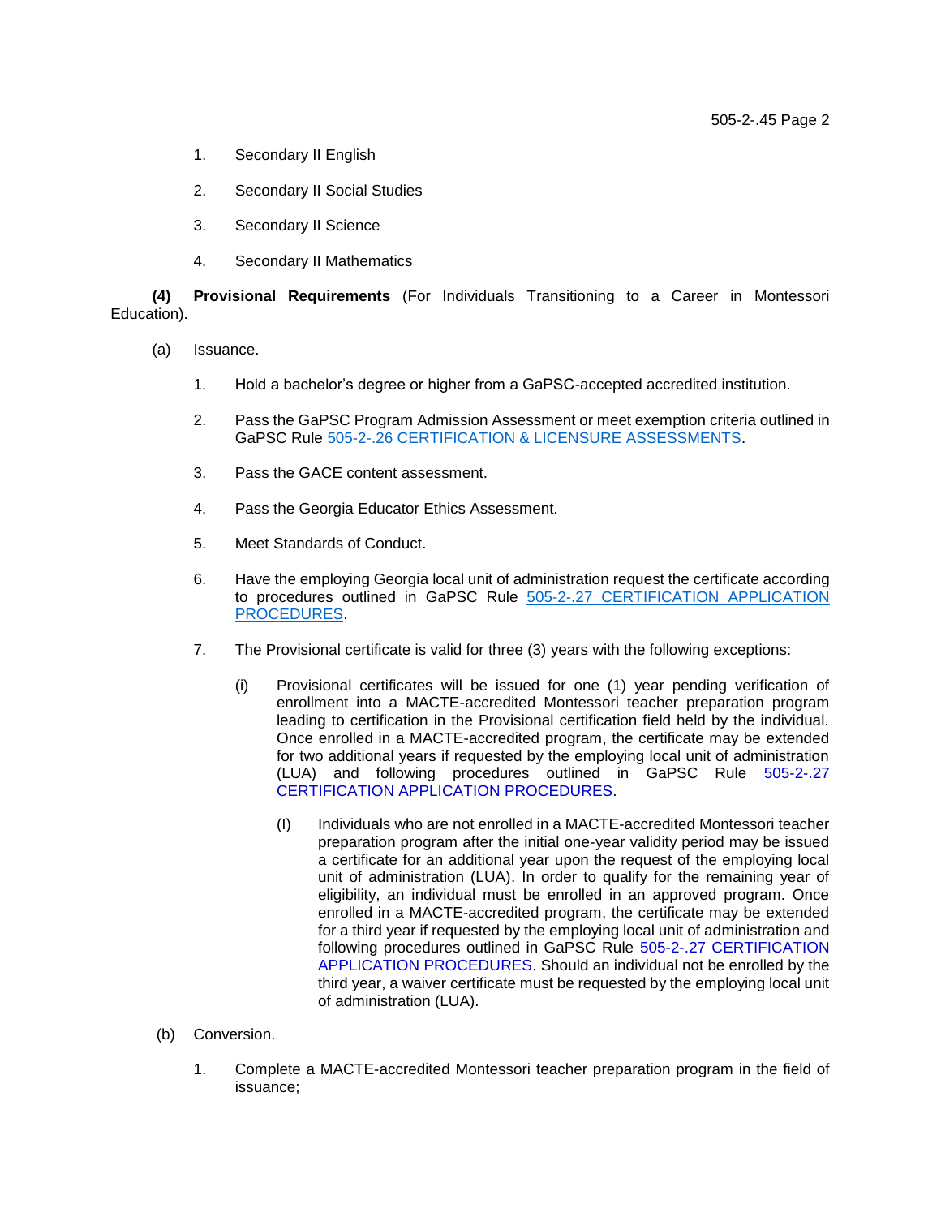1. Secondary II English

2. Secondary II Social Studies

3. Secondary II Science

4. Secondary II Mathematics

**(4) Provisional Requirements** (For Individuals Transitioning to a Career in Montessori Education).

(a) Issuance.

1. Hold a bachelor's degree or higher from a GaPSC-accepted accredited institution.

2. Pass the GaPSC Program Admission Assessment or meet exemption criteria outlined in GaPSC Rule 505-2-.26 CERTIFICATION & LICENSURE ASSESSMENTS.

3. Pass the GACE content assessment.

4. Pass the Georgia Educator Ethics Assessment.

5. Meet Standards of Conduct.

6. Have the employing Georgia local unit of administration request the certificate according to procedures outlined in GaPSC Rule 505-2-.27 CERTIFICATION APPLICATION PROCEDURES.

7. The Provisional certificate is valid for three (3) years with the following exceptions:

   (i) Provisional certificates will be issued for one (1) year pending verification of enrollment into a MACTE-accredited Montessori teacher preparation program leading to certification in the Provisional certification field held by the individual. Once enrolled in a MACTE-accredited program, the certificate may be extended for two additional years if requested by the employing local unit of administration (LUA) and following procedures outlined in GaPSC Rule 505-2-.27 CERTIFICATION APPLICATION PROCEDURES.

   (I) Individuals who are not enrolled in a MACTE-accredited Montessori teacher preparation program after the initial one-year validity period may be issued a certificate for an additional year upon the request of the employing local unit of administration (LUA). In order to qualify for the remaining year of eligibility, an individual must be enrolled in an approved program. Once enrolled in a MACTE-accredited program, the certificate may be extended for a third year if requested by the employing local unit of administration and following procedures outlined in GaPSC Rule 505-2-.27 CERTIFICATION APPLICATION PROCEDURES. Should an individual not be enrolled by the third year, a waiver certificate must be requested by the employing local unit of administration (LUA).

(b) Conversion.

1. Complete a MACTE-accredited Montessori teacher preparation program in the field of issuance;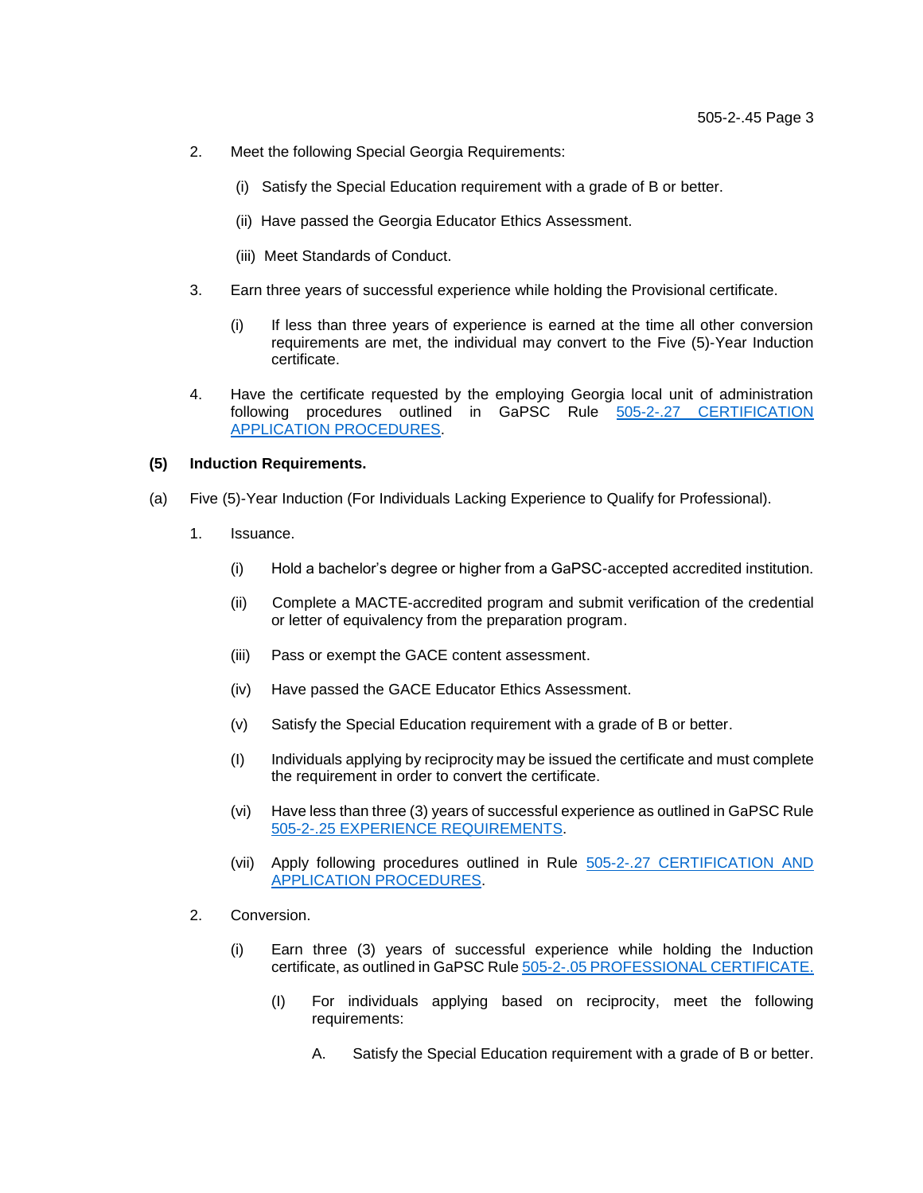2. Meet the following Special Georgia Requirements:

   (i) Satisfy the Special Education requirement with a grade of B or better.

   (ii) Have passed the Georgia Educator Ethics Assessment.

   (iii) Meet Standards of Conduct.

3. Earn three years of successful experience while holding the Provisional certificate.

   (i) If less than three years of experience is earned at the time all other conversion requirements are met, the individual may convert to the Five (5)-Year Induction certificate.

4. Have the certificate requested by the employing Georgia local unit of administration following procedures outlined in GaPSC Rule [505-2-.27 CERTIFICATION APPLICATION PROCEDURES](#).

**(5) Induction Requirements.**

(a) Five (5)-Year Induction (For Individuals Lacking Experience to Qualify for Professional).

1. Issuance.

   (i) Hold a bachelor's degree or higher from a GaPSC-accepted accredited institution.

   (ii) Complete a MACTE-accredited program and submit verification of the credential or letter of equivalency from the preparation program.

   (iii) Pass or exempt the GACE content assessment.

   (iv) Have passed the GACE Educator Ethics Assessment.

   (v) Satisfy the Special Education requirement with a grade of B or better.

   (I) Individuals applying by reciprocity may be issued the certificate and must complete the requirement in order to convert the certificate.

   (vi) Have less than three (3) years of successful experience as outlined in GaPSC Rule [505-2-.25 EXPERIENCE REQUIREMENTS](#).

   (vii) Apply following procedures outlined in Rule [505-2-.27 CERTIFICATION AND APPLICATION PROCEDURES](#).

2. Conversion.

   (i) Earn three (3) years of successful experience while holding the Induction certificate, as outlined in GaPSC Rule [505-2-.05 PROFESSIONAL CERTIFICATE.](#)

      (I) For individuals applying based on reciprocity, meet the following requirements:

         A. Satisfy the Special Education requirement with a grade of B or better.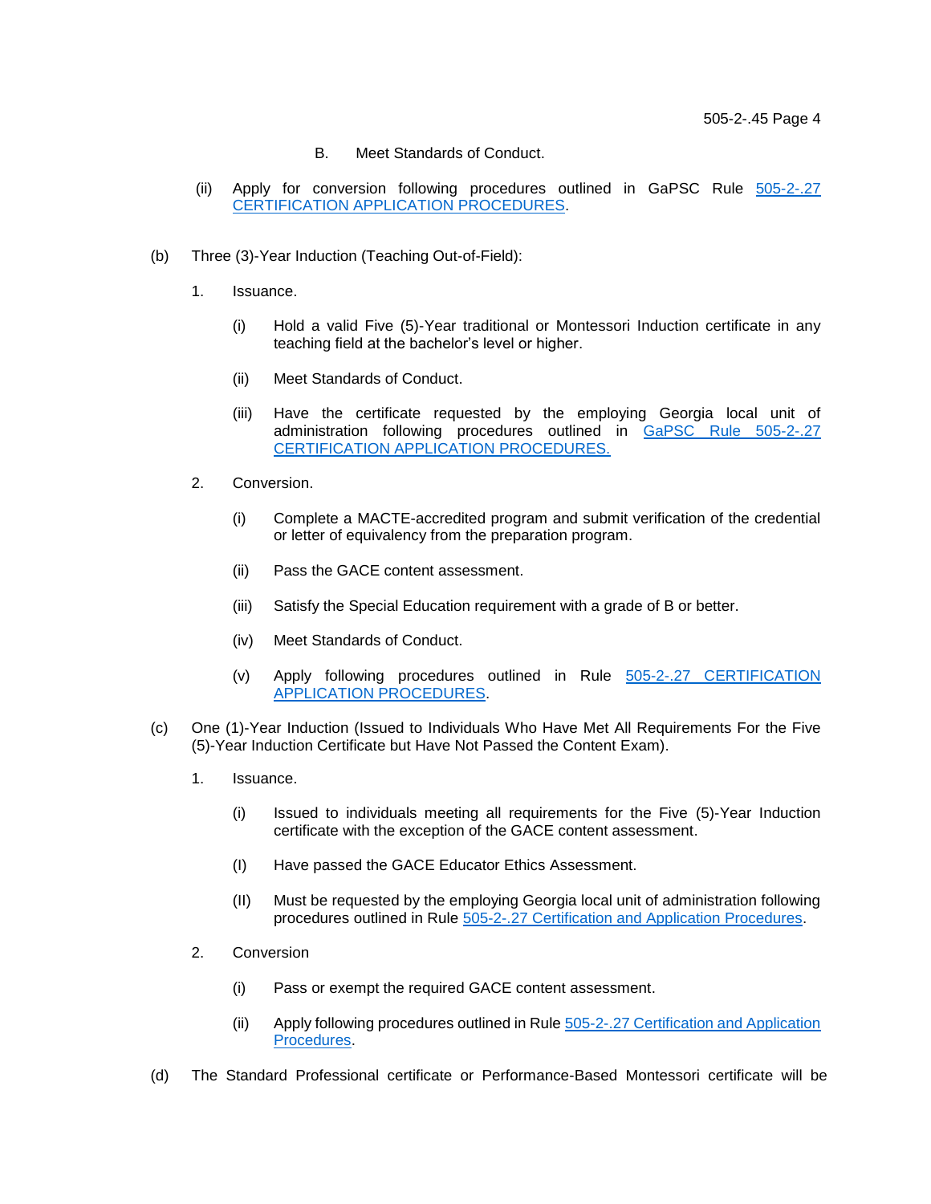B. Meet Standards of Conduct.

(ii) Apply for conversion following procedures outlined in GaPSC Rule 505-2-.27 CERTIFICATION APPLICATION PROCEDURES.

(b) Three (3)-Year Induction (Teaching Out-of-Field):

1. Issuance.

(i) Hold a valid Five (5)-Year traditional or Montessori Induction certificate in any teaching field at the bachelor's level or higher.

(ii) Meet Standards of Conduct.

(iii) Have the certificate requested by the employing Georgia local unit of administration following procedures outlined in GaPSC Rule 505-2-.27 CERTIFICATION APPLICATION PROCEDURES.

2. Conversion.

(i) Complete a MACTE-accredited program and submit verification of the credential or letter of equivalency from the preparation program.

(ii) Pass the GACE content assessment.

(iii) Satisfy the Special Education requirement with a grade of B or better.

(iv) Meet Standards of Conduct.

(v) Apply following procedures outlined in Rule 505-2-.27 CERTIFICATION APPLICATION PROCEDURES.

(c) One (1)-Year Induction (Issued to Individuals Who Have Met All Requirements For the Five (5)-Year Induction Certificate but Have Not Passed the Content Exam).

1. Issuance.

(i) Issued to individuals meeting all requirements for the Five (5)-Year Induction certificate with the exception of the GACE content assessment.

(I) Have passed the GACE Educator Ethics Assessment.

(II) Must be requested by the employing Georgia local unit of administration following procedures outlined in Rule 505-2-.27 Certification and Application Procedures.

2. Conversion

(i) Pass or exempt the required GACE content assessment.

(ii) Apply following procedures outlined in Rule 505-2-.27 Certification and Application Procedures.

(d) The Standard Professional certificate or Performance-Based Montessori certificate will be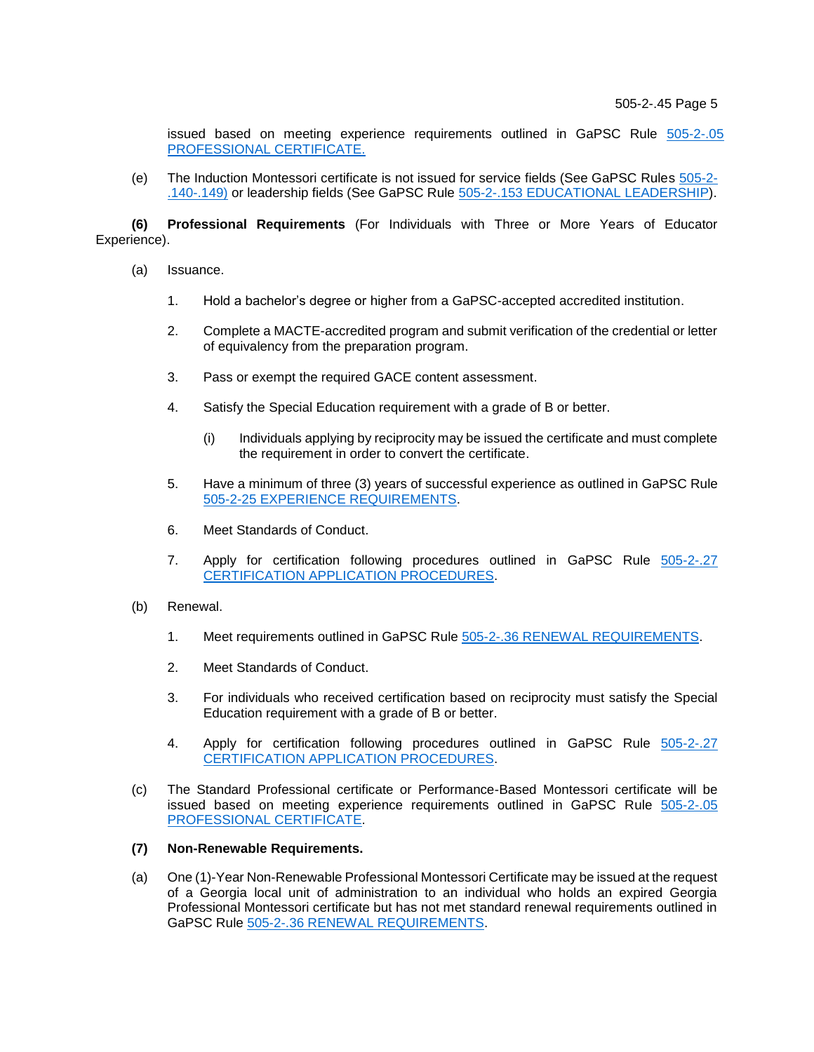issued based on meeting experience requirements outlined in GaPSC Rule 505-2-.05 PROFESSIONAL CERTIFICATE.

(e) The Induction Montessori certificate is not issued for service fields (See GaPSC Rules 505-2-.140-.149) or leadership fields (See GaPSC Rule 505-2-.153 EDUCATIONAL LEADERSHIP).

**(6) Professional Requirements** (For Individuals with Three or More Years of Educator Experience).

(a) Issuance.

1. Hold a bachelor's degree or higher from a GaPSC-accepted accredited institution.

2. Complete a MACTE-accredited program and submit verification of the credential or letter of equivalency from the preparation program.

3. Pass or exempt the required GACE content assessment.

4. Satisfy the Special Education requirement with a grade of B or better.

   (i) Individuals applying by reciprocity may be issued the certificate and must complete the requirement in order to convert the certificate.

5. Have a minimum of three (3) years of successful experience as outlined in GaPSC Rule 505-2-25 EXPERIENCE REQUIREMENTS.

6. Meet Standards of Conduct.

7. Apply for certification following procedures outlined in GaPSC Rule 505-2-.27 CERTIFICATION APPLICATION PROCEDURES.

(b) Renewal.

1. Meet requirements outlined in GaPSC Rule 505-2-.36 RENEWAL REQUIREMENTS.

2. Meet Standards of Conduct.

3. For individuals who received certification based on reciprocity must satisfy the Special Education requirement with a grade of B or better.

4. Apply for certification following procedures outlined in GaPSC Rule 505-2-.27 CERTIFICATION APPLICATION PROCEDURES.

(c) The Standard Professional certificate or Performance-Based Montessori certificate will be issued based on meeting experience requirements outlined in GaPSC Rule 505-2-.05 PROFESSIONAL CERTIFICATE.

**(7) Non-Renewable Requirements.**

(a) One (1)-Year Non-Renewable Professional Montessori Certificate may be issued at the request of a Georgia local unit of administration to an individual who holds an expired Georgia Professional Montessori certificate but has not met standard renewal requirements outlined in GaPSC Rule 505-2-.36 RENEWAL REQUIREMENTS.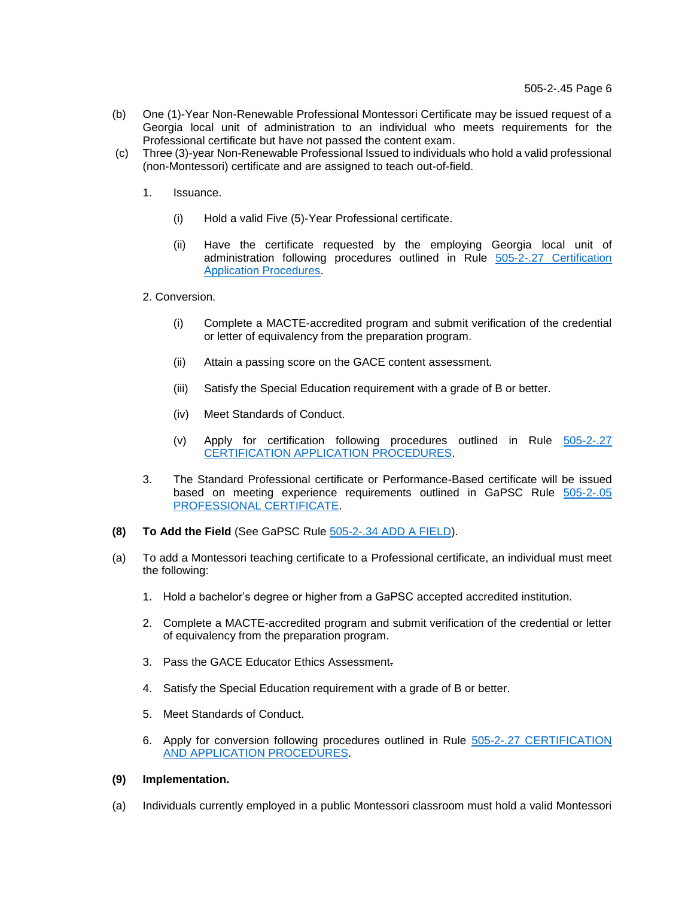(b) One (1)-Year Non-Renewable Professional Montessori Certificate may be issued request of a Georgia local unit of administration to an individual who meets requirements for the Professional certificate but have not passed the content exam.

(c) Three (3)-year Non-Renewable Professional Issued to individuals who hold a valid professional (non-Montessori) certificate and are assigned to teach out-of-field.

1. Issuance.

   (i) Hold a valid Five (5)-Year Professional certificate.

   (ii) Have the certificate requested by the employing Georgia local unit of administration following procedures outlined in Rule 505-2-.27 Certification Application Procedures.

2. Conversion.

   (i) Complete a MACTE-accredited program and submit verification of the credential or letter of equivalency from the preparation program.

   (ii) Attain a passing score on the GACE content assessment.

   (iii) Satisfy the Special Education requirement with a grade of B or better.

   (iv) Meet Standards of Conduct.

   (v) Apply for certification following procedures outlined in Rule 505-2-.27 CERTIFICATION APPLICATION PROCEDURES.

3. The Standard Professional certificate or Performance-Based certificate will be issued based on meeting experience requirements outlined in GaPSC Rule 505-2-.05 PROFESSIONAL CERTIFICATE.

**(8) To Add the Field** (See GaPSC Rule 505-2-.34 ADD A FIELD).

(a) To add a Montessori teaching certificate to a Professional certificate, an individual must meet the following:

1. Hold a bachelor's degree or higher from a GaPSC accepted accredited institution.
2. Complete a MACTE-accredited program and submit verification of the credential or letter of equivalency from the preparation program.
3. Pass the GACE Educator Ethics Assessment.
4. Satisfy the Special Education requirement with a grade of B or better.
5. Meet Standards of Conduct.
6. Apply for conversion following procedures outlined in Rule 505-2-.27 CERTIFICATION AND APPLICATION PROCEDURES.

**(9) Implementation.**

(a) Individuals currently employed in a public Montessori classroom must hold a valid Montessori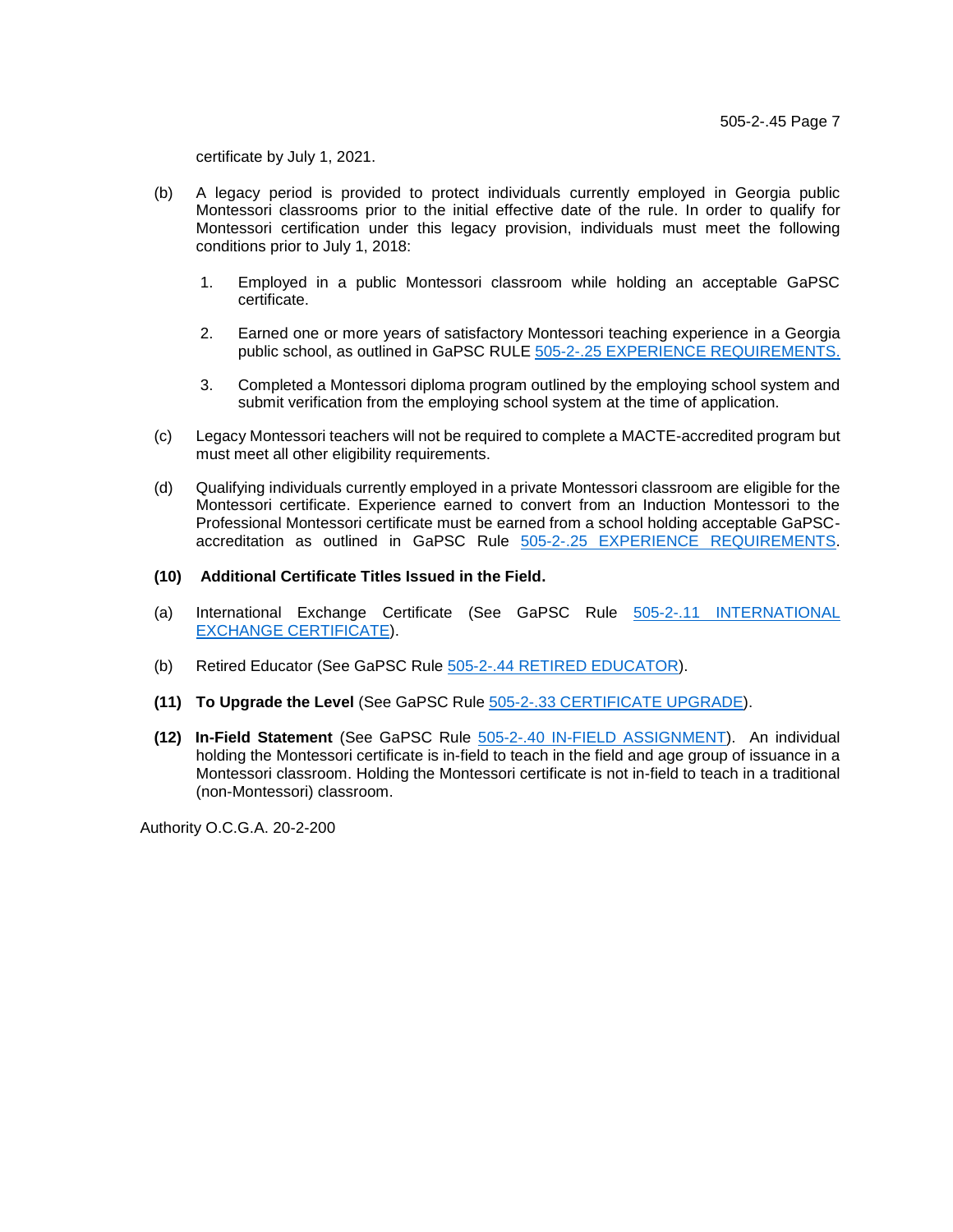certificate by July 1, 2021.

(b) A legacy period is provided to protect individuals currently employed in Georgia public Montessori classrooms prior to the initial effective date of the rule. In order to qualify for Montessori certification under this legacy provision, individuals must meet the following conditions prior to July 1, 2018:

1. Employed in a public Montessori classroom while holding an acceptable GaPSC certificate.

2. Earned one or more years of satisfactory Montessori teaching experience in a Georgia public school, as outlined in GaPSC RULE 505-2-.25 EXPERIENCE REQUIREMENTS.

3. Completed a Montessori diploma program outlined by the employing school system and submit verification from the employing school system at the time of application.

(c) Legacy Montessori teachers will not be required to complete a MACTE-accredited program but must meet all other eligibility requirements.

(d) Qualifying individuals currently employed in a private Montessori classroom are eligible for the Montessori certificate. Experience earned to convert from an Induction Montessori to the Professional Montessori certificate must be earned from a school holding acceptable GaPSC-accreditation as outlined in GaPSC Rule 505-2-.25 EXPERIENCE REQUIREMENTS.

**(10) Additional Certificate Titles Issued in the Field.**

(a) International Exchange Certificate (See GaPSC Rule 505-2-.11 INTERNATIONAL EXCHANGE CERTIFICATE).

(b) Retired Educator (See GaPSC Rule 505-2-.44 RETIRED EDUCATOR).

**(11) To Upgrade the Level** (See GaPSC Rule 505-2-.33 CERTIFICATE UPGRADE).

**(12) In-Field Statement** (See GaPSC Rule 505-2-.40 IN-FIELD ASSIGNMENT). An individual holding the Montessori certificate is in-field to teach in the field and age group of issuance in a Montessori classroom. Holding the Montessori certificate is not in-field to teach in a traditional (non-Montessori) classroom.

Authority O.C.G.A. 20-2-200